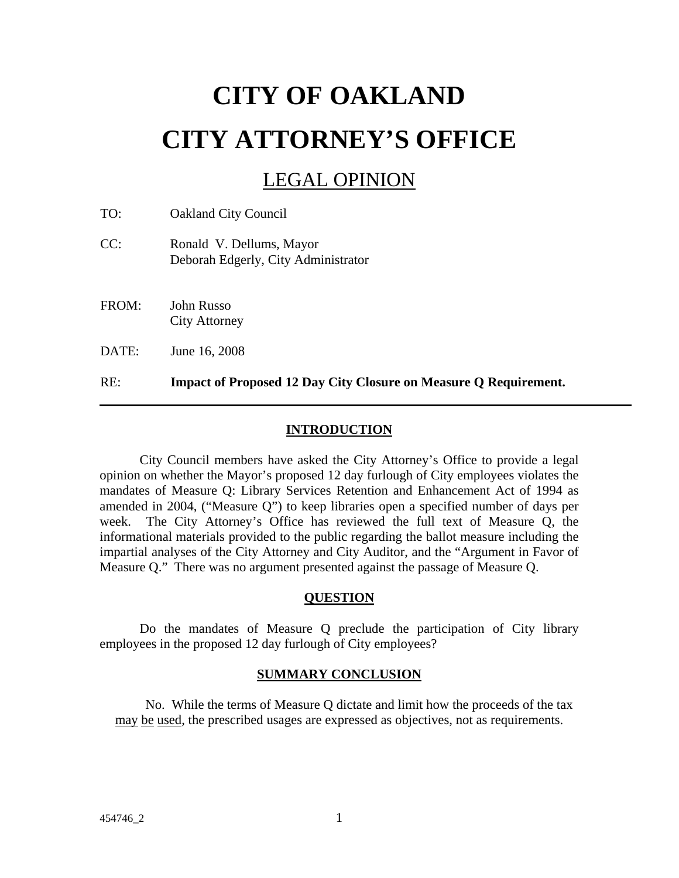# CITY OF OAKLAND

# CITY ATTORNEY'S OFFICE

## LEGAL OPINION

TO: Oakland City Council

CC: Ronald V. Dellums, Mayor
Deborah Edgerly, City Administrator

FROM: John Russo
City Attorney

DATE: June 16, 2008

RE: **Impact of Proposed 12 Day City Closure on Measure Q Requirement.**

---

### INTRODUCTION

City Council members have asked the City Attorney's Office to provide a legal opinion on whether the Mayor's proposed 12 day furlough of City employees violates the mandates of Measure Q: Library Services Retention and Enhancement Act of 1994 as amended in 2004, ("Measure Q") to keep libraries open a specified number of days per week. The City Attorney's Office has reviewed the full text of Measure Q, the informational materials provided to the public regarding the ballot measure including the impartial analyses of the City Attorney and City Auditor, and the "Argument in Favor of Measure Q." There was no argument presented against the passage of Measure Q.

### QUESTION

Do the mandates of Measure Q preclude the participation of City library employees in the proposed 12 day furlough of City employees?

### SUMMARY CONCLUSION

No. While the terms of Measure Q dictate and limit how the proceeds of the tax <u>may be used</u>, the prescribed usages are expressed as objectives, not as requirements.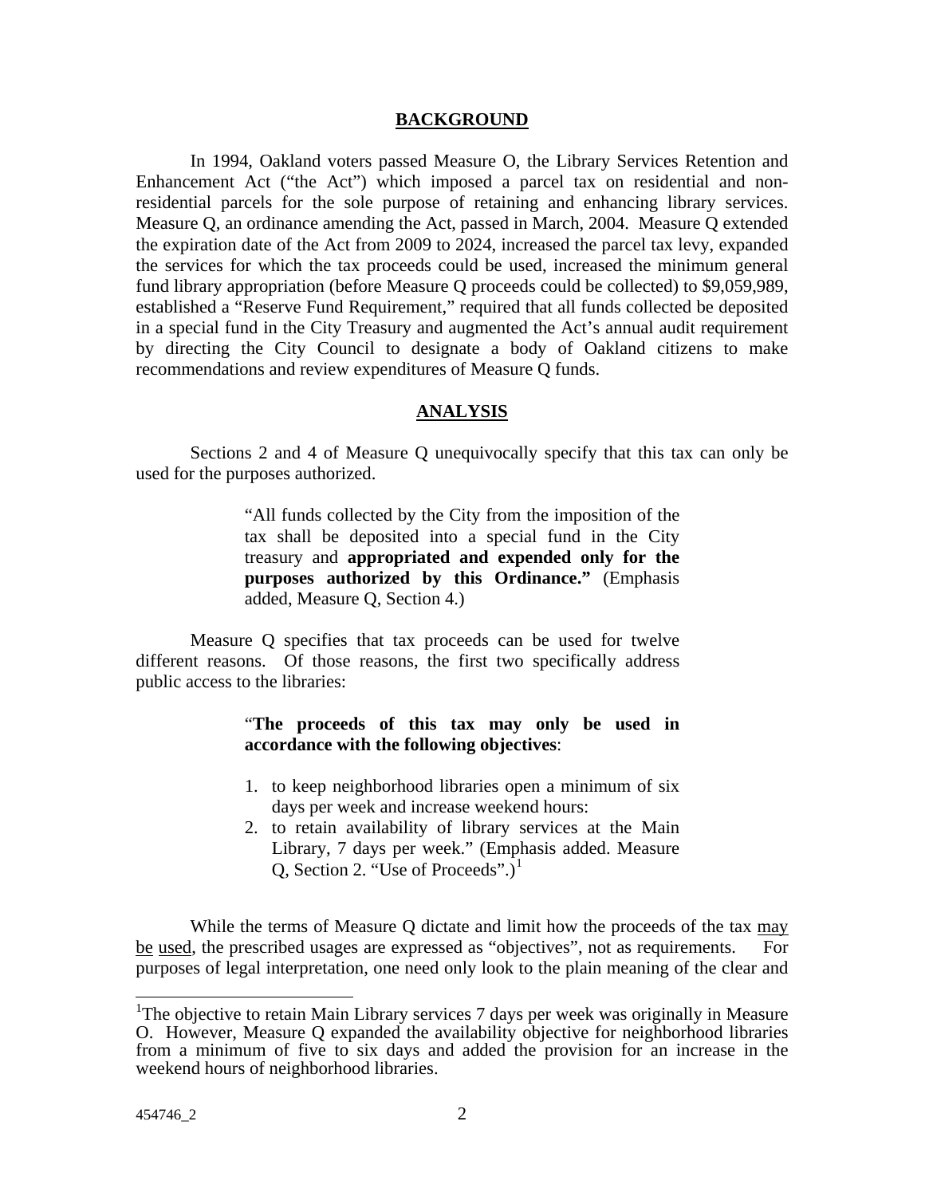## BACKGROUND

In 1994, Oakland voters passed Measure O, the Library Services Retention and Enhancement Act ("the Act") which imposed a parcel tax on residential and non-residential parcels for the sole purpose of retaining and enhancing library services. Measure Q, an ordinance amending the Act, passed in March, 2004. Measure Q extended the expiration date of the Act from 2009 to 2024, increased the parcel tax levy, expanded the services for which the tax proceeds could be used, increased the minimum general fund library appropriation (before Measure Q proceeds could be collected) to $9,059,989, established a "Reserve Fund Requirement," required that all funds collected be deposited in a special fund in the City Treasury and augmented the Act's annual audit requirement by directing the City Council to designate a body of Oakland citizens to make recommendations and review expenditures of Measure Q funds.

## ANALYSIS

Sections 2 and 4 of Measure Q unequivocally specify that this tax can only be used for the purposes authorized.

> "All funds collected by the City from the imposition of the tax shall be deposited into a special fund in the City treasury and **appropriated and expended only for the purposes authorized by this Ordinance."** (Emphasis added, Measure Q, Section 4.)

Measure Q specifies that tax proceeds can be used for twelve different reasons. Of those reasons, the first two specifically address public access to the libraries:

> "**The proceeds of this tax may only be used in accordance with the following objectives**:
>
> 1. to keep neighborhood libraries open a minimum of six days per week and increase weekend hours:
> 2. to retain availability of library services at the Main Library, 7 days per week." (Emphasis added. Measure Q, Section 2. "Use of Proceeds".)[1]

While the terms of Measure Q dictate and limit how the proceeds of the tax may be used, the prescribed usages are expressed as "objectives", not as requirements. For purposes of legal interpretation, one need only look to the plain meaning of the clear and

[1]The objective to retain Main Library services 7 days per week was originally in Measure O. However, Measure Q expanded the availability objective for neighborhood libraries from a minimum of five to six days and added the provision for an increase in the weekend hours of neighborhood libraries.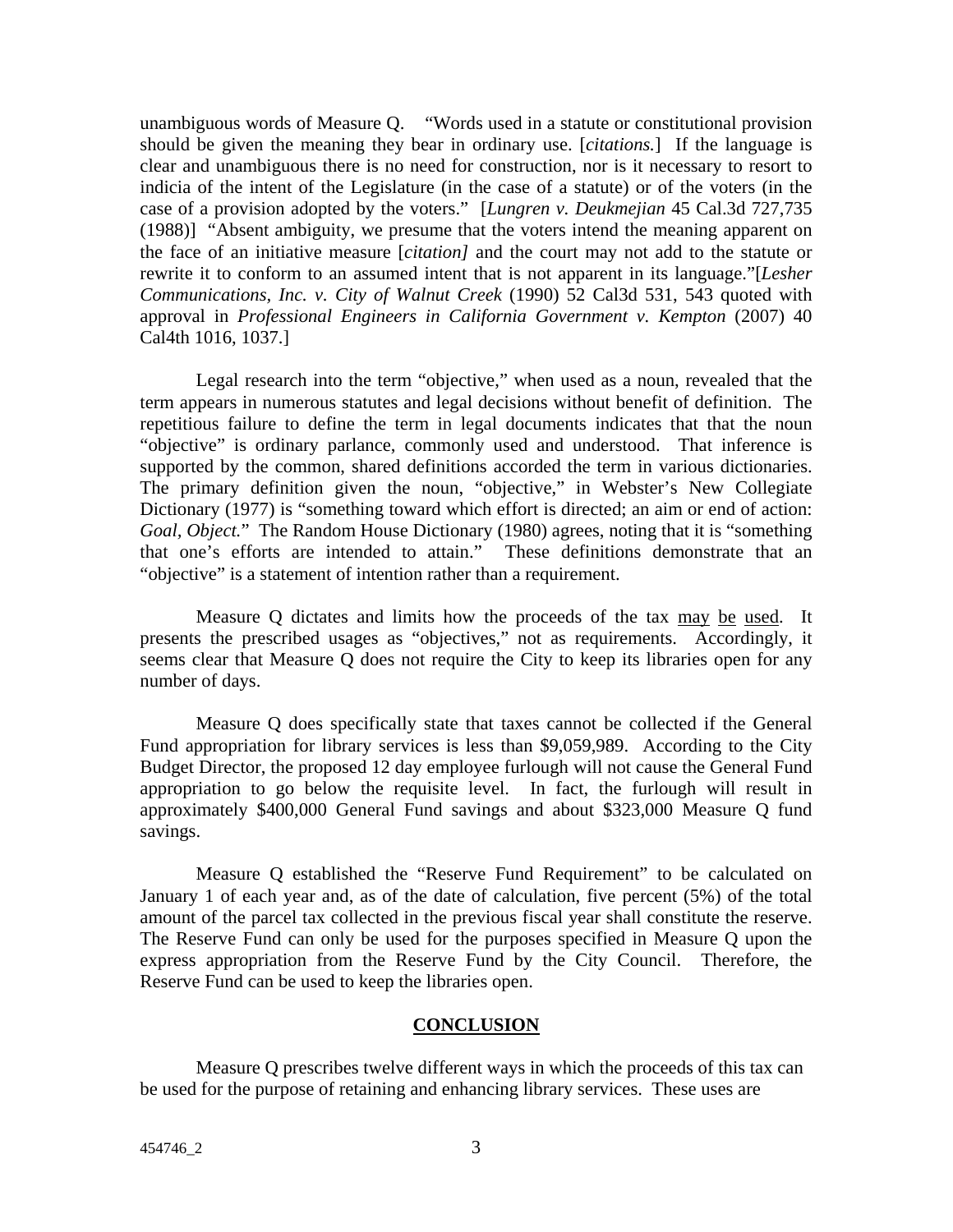unambiguous words of Measure Q. "Words used in a statute or constitutional provision should be given the meaning they bear in ordinary use. [*citations.*] If the language is clear and unambiguous there is no need for construction, nor is it necessary to resort to indicia of the intent of the Legislature (in the case of a statute) or of the voters (in the case of a provision adopted by the voters." [*Lungren v. Deukmejian* 45 Cal.3d 727,735 (1988)] "Absent ambiguity, we presume that the voters intend the meaning apparent on the face of an initiative measure [*citation]* and the court may not add to the statute or rewrite it to conform to an assumed intent that is not apparent in its language."[*Lesher Communications, Inc. v. City of Walnut Creek* (1990) 52 Cal3d 531, 543 quoted with approval in *Professional Engineers in California Government v. Kempton* (2007) 40 Cal4th 1016, 1037.]

Legal research into the term "objective," when used as a noun, revealed that the term appears in numerous statutes and legal decisions without benefit of definition. The repetitious failure to define the term in legal documents indicates that that the noun "objective" is ordinary parlance, commonly used and understood. That inference is supported by the common, shared definitions accorded the term in various dictionaries. The primary definition given the noun, "objective," in Webster's New Collegiate Dictionary (1977) is "something toward which effort is directed; an aim or end of action: *Goal, Object.*" The Random House Dictionary (1980) agrees, noting that it is "something that one's efforts are intended to attain." These definitions demonstrate that an "objective" is a statement of intention rather than a requirement.

Measure Q dictates and limits how the proceeds of the tax <u>may be used</u>. It presents the prescribed usages as "objectives," not as requirements. Accordingly, it seems clear that Measure Q does not require the City to keep its libraries open for any number of days.

Measure Q does specifically state that taxes cannot be collected if the General Fund appropriation for library services is less than $9,059,989. According to the City Budget Director, the proposed 12 day employee furlough will not cause the General Fund appropriation to go below the requisite level. In fact, the furlough will result in approximately $400,000 General Fund savings and about $323,000 Measure Q fund savings.

Measure Q established the "Reserve Fund Requirement" to be calculated on January 1 of each year and, as of the date of calculation, five percent (5%) of the total amount of the parcel tax collected in the previous fiscal year shall constitute the reserve. The Reserve Fund can only be used for the purposes specified in Measure Q upon the express appropriation from the Reserve Fund by the City Council. Therefore, the Reserve Fund can be used to keep the libraries open.

## **CONCLUSION**

Measure Q prescribes twelve different ways in which the proceeds of this tax can be used for the purpose of retaining and enhancing library services. These uses are

454746_2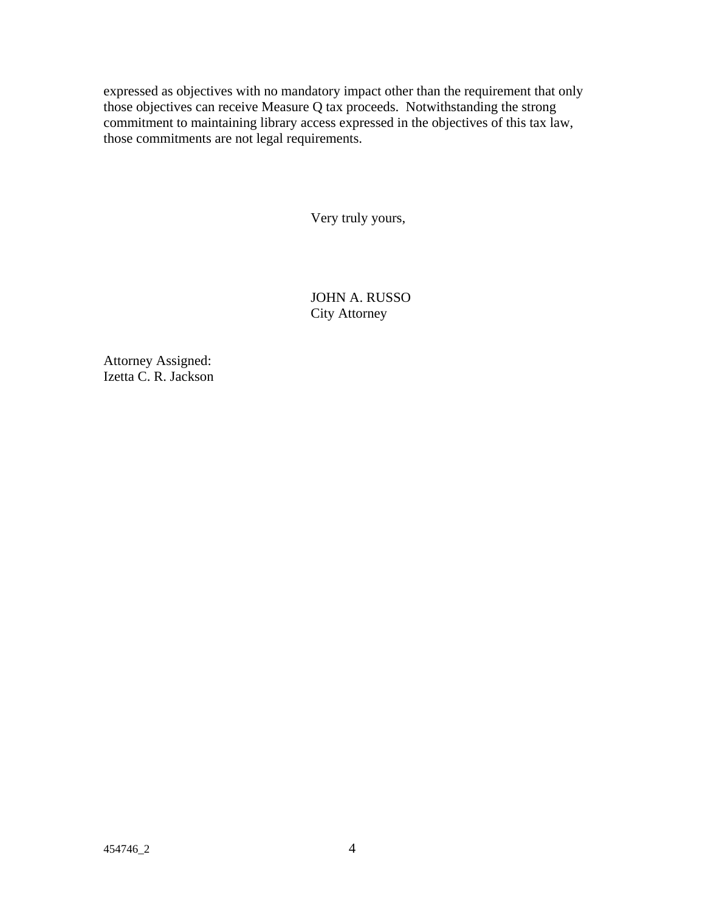expressed as objectives with no mandatory impact other than the requirement that only those objectives can receive Measure Q tax proceeds. Notwithstanding the strong commitment to maintaining library access expressed in the objectives of this tax law, those commitments are not legal requirements.

Very truly yours,

JOHN A. RUSSO
City Attorney

Attorney Assigned:
Izetta C. R. Jackson

454746_2